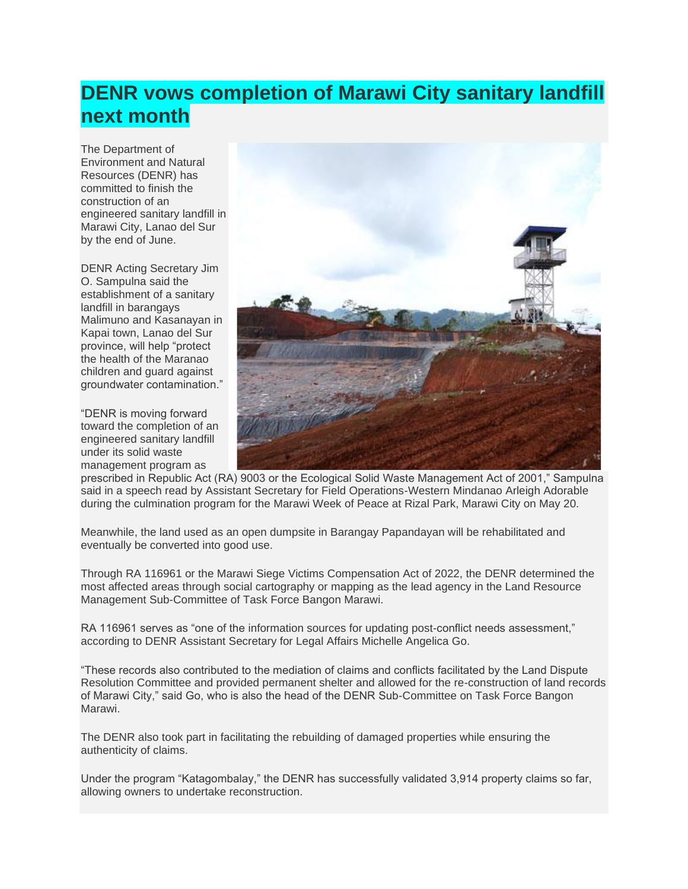# DENR vows completion of Marawi City sanitary landfill next month

The Department of Environment and Natural Resources (DENR) has committed to finish the construction of an engineered sanitary landfill in Marawi City, Lanao del Sur by the end of June.

DENR Acting Secretary Jim O. Sampulna said the establishment of a sanitary landfill in barangays Malimuno and Kasanayan in Kapai town, Lanao del Sur province, will help "protect the health of the Maranao children and guard against groundwater contamination."

"DENR is moving forward toward the completion of an engineered sanitary landfill under its solid waste management program as prescribed in Republic Act (RA) 9003 or the Ecological Solid Waste Management Act of 2001," Sampulna said in a speech read by Assistant Secretary for Field Operations-Western Mindanao Arleigh Adorable during the culmination program for the Marawi Week of Peace at Rizal Park, Marawi City on May 20.

Meanwhile, the land used as an open dumpsite in Barangay Papandayan will be rehabilitated and eventually be converted into good use.

Through RA 116961 or the Marawi Siege Victims Compensation Act of 2022, the DENR determined the most affected areas through social cartography or mapping as the lead agency in the Land Resource Management Sub-Committee of Task Force Bangon Marawi.

RA 116961 serves as "one of the information sources for updating post-conflict needs assessment," according to DENR Assistant Secretary for Legal Affairs Michelle Angelica Go.

"These records also contributed to the mediation of claims and conflicts facilitated by the Land Dispute Resolution Committee and provided permanent shelter and allowed for the re-construction of land records of Marawi City," said Go, who is also the head of the DENR Sub-Committee on Task Force Bangon Marawi.

The DENR also took part in facilitating the rebuilding of damaged properties while ensuring the authenticity of claims.

Under the program "Katagombalay," the DENR has successfully validated 3,914 property claims so far, allowing owners to undertake reconstruction.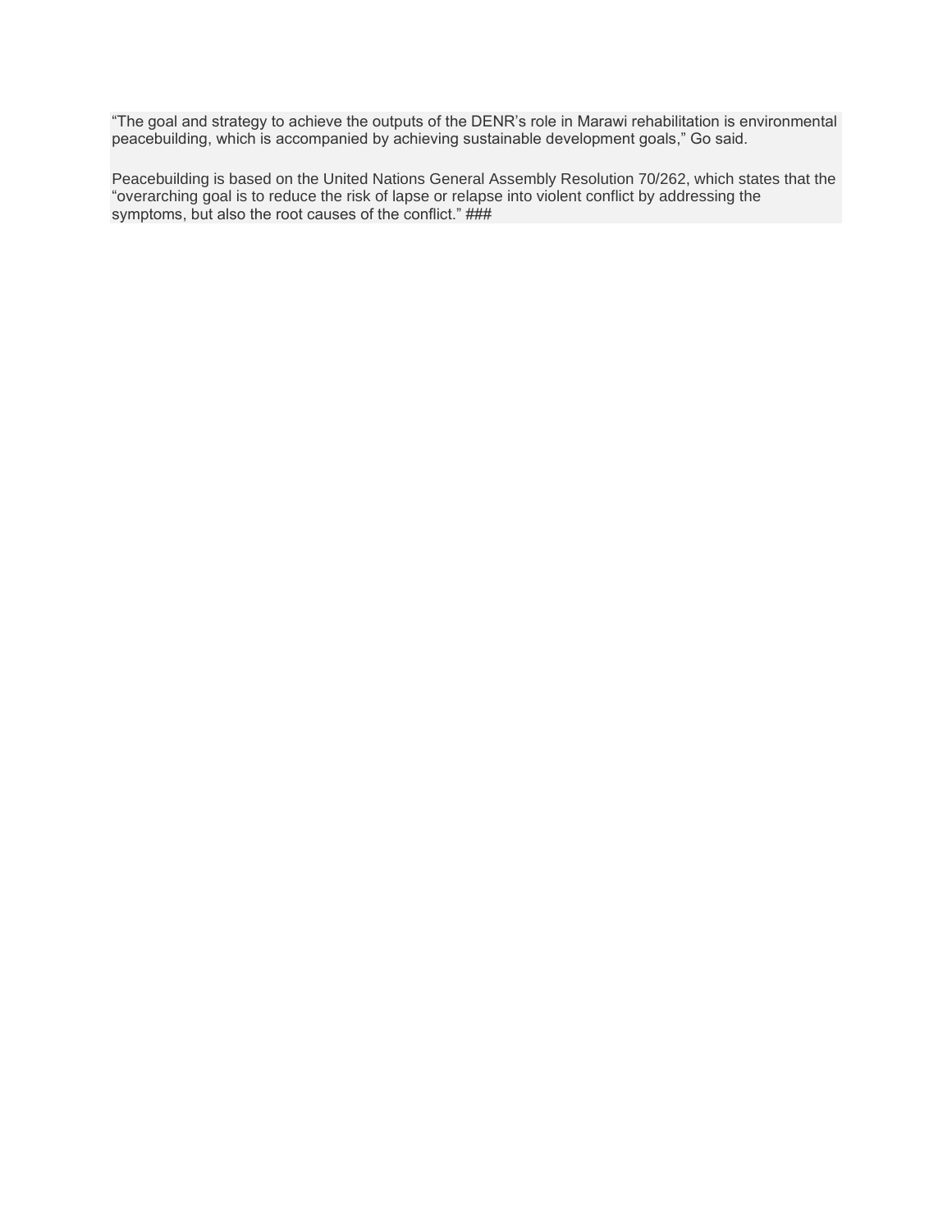"The goal and strategy to achieve the outputs of the DENR's role in Marawi rehabilitation is environmental peacebuilding, which is accompanied by achieving sustainable development goals," Go said.

Peacebuilding is based on the United Nations General Assembly Resolution 70/262, which states that the "overarching goal is to reduce the risk of lapse or relapse into violent conflict by addressing the symptoms, but also the root causes of the conflict." ###